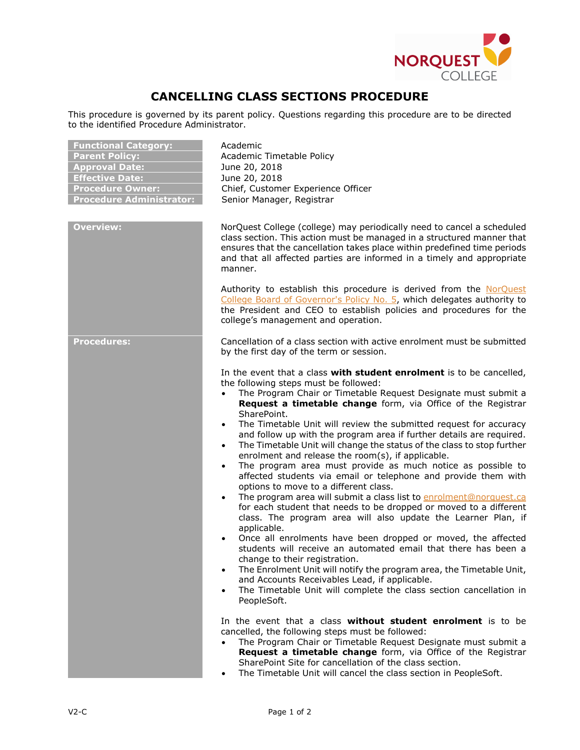# CANCELLING CLASS SECTIONS PROCEDURE

This procedure is governed by its parent policy. Questions regarding this procedure are to be directed to the identified Procedure Administrator.

| | |
|---|---|
| **Functional Category:** | Academic |
| **Parent Policy:** | Academic Timetable Policy |
| **Approval Date:** | June 20, 2018 |
| **Effective Date:** | June 20, 2018 |
| **Procedure Owner:** | Chief, Customer Experience Officer |
| **Procedure Administrator:** | Senior Manager, Registrar |

**Overview:**

NorQuest College (college) may periodically need to cancel a scheduled class section. This action must be managed in a structured manner that ensures that the cancellation takes place within predefined time periods and that all affected parties are informed in a timely and appropriate manner.

Authority to establish this procedure is derived from the NorQuest College Board of Governor's Policy No. 5, which delegates authority to the President and CEO to establish policies and procedures for the college's management and operation.

**Procedures:**

Cancellation of a class section with active enrolment must be submitted by the first day of the term or session.

In the event that a class **with student enrolment** is to be cancelled, the following steps must be followed:

- The Program Chair or Timetable Request Designate must submit a **Request a timetable change** form, via Office of the Registrar SharePoint.
- The Timetable Unit will review the submitted request for accuracy and follow up with the program area if further details are required.
- The Timetable Unit will change the status of the class to stop further enrolment and release the room(s), if applicable.
- The program area must provide as much notice as possible to affected students via email or telephone and provide them with options to move to a different class.
- The program area will submit a class list to enrolment@norquest.ca for each student that needs to be dropped or moved to a different class. The program area will also update the Learner Plan, if applicable.
- Once all enrolments have been dropped or moved, the affected students will receive an automated email that there has been a change to their registration.
- The Enrolment Unit will notify the program area, the Timetable Unit, and Accounts Receivables Lead, if applicable.
- The Timetable Unit will complete the class section cancellation in PeopleSoft.

In the event that a class **without student enrolment** is to be cancelled, the following steps must be followed:

- The Program Chair or Timetable Request Designate must submit a **Request a timetable change** form, via Office of the Registrar SharePoint Site for cancellation of the class section.
- The Timetable Unit will cancel the class section in PeopleSoft.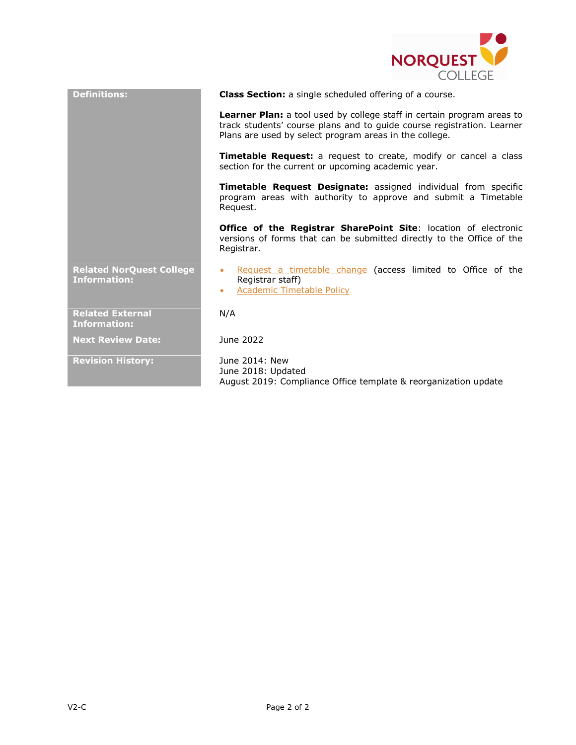| | |
|---|---|
| **Definitions:** | **Class Section:** a single scheduled offering of a course.<br><br>**Learner Plan:** a tool used by college staff in certain program areas to track students' course plans and to guide course registration. Learner Plans are used by select program areas in the college.<br><br>**Timetable Request:** a request to create, modify or cancel a class section for the current or upcoming academic year.<br><br>**Timetable Request Designate:** assigned individual from specific program areas with authority to approve and submit a Timetable Request.<br><br>**Office of the Registrar SharePoint Site**: location of electronic versions of forms that can be submitted directly to the Office of the Registrar. |
| **Related NorQuest College Information:** | • Request a timetable change (access limited to Office of the Registrar staff)<br>• Academic Timetable Policy |
| **Related External Information:** | N/A |
| **Next Review Date:** | June 2022 |
| **Revision History:** | June 2014: New<br>June 2018: Updated<br>August 2019: Compliance Office template & reorganization update |

V2-C